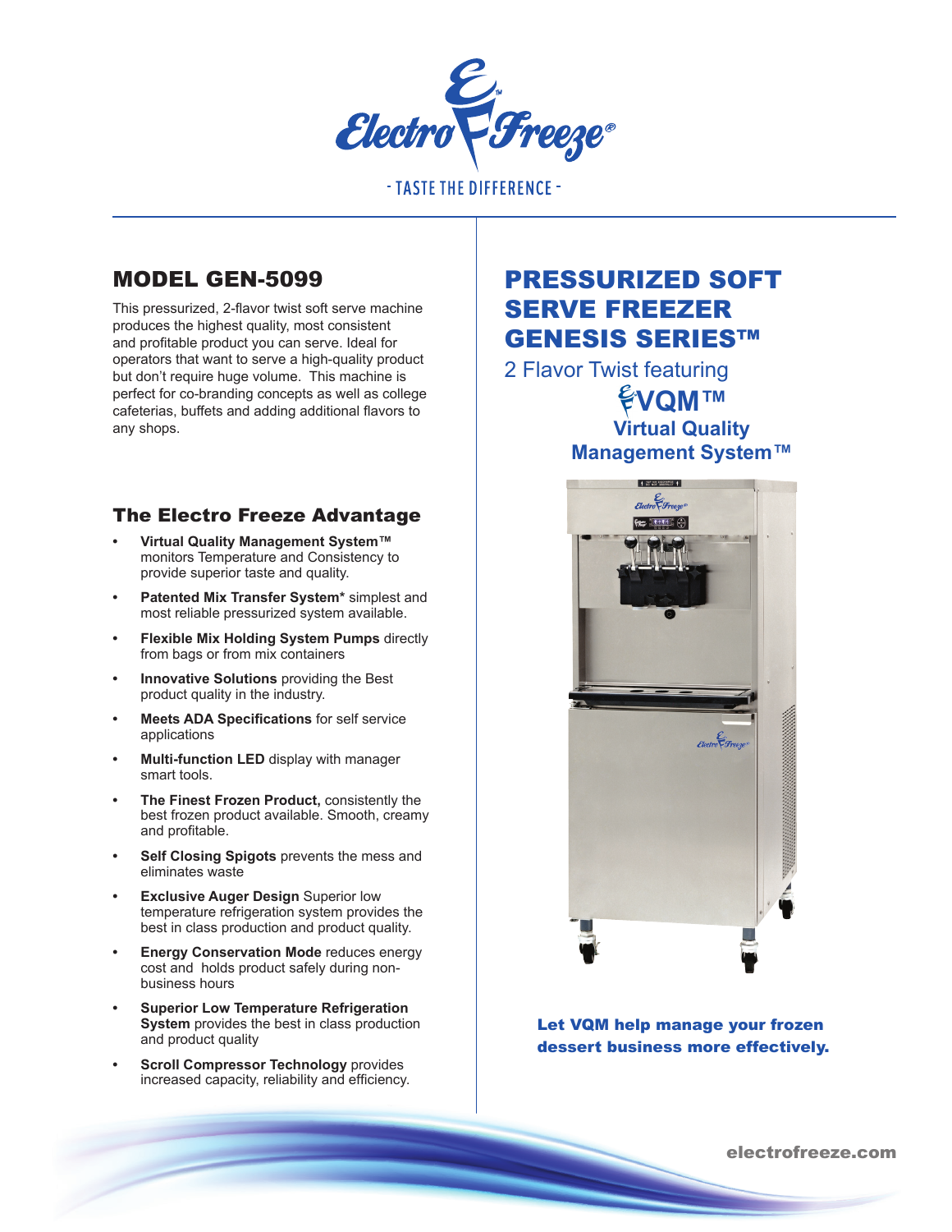Electro Freeze®

- TASTE THE DIFFERENCE -

## MODEL GEN-5099

This pressurized, 2-flavor twist soft serve machine produces the highest quality, most consistent and profitable product you can serve. Ideal for operators that want to serve a high-quality product but don't require huge volume. This machine is perfect for co-branding concepts as well as college cafeterias, buffets and adding additional flavors to any shops.

### The Electro Freeze Advantage

- **Virtual Quality Management System™** monitors Temperature and Consistency to provide superior taste and quality.
- **Patented Mix Transfer System*** simplest and most reliable pressurized system available.
- **Flexible Mix Holding System Pumps** directly from bags or from mix containers
- **Innovative Solutions** providing the Best product quality in the industry.
- **Meets ADA Specifications** for self service applications
- **Multi-function LED** display with manager smart tools.
- **The Finest Frozen Product,** consistently the best frozen product available. Smooth, creamy and profitable.
- **Self Closing Spigots** prevents the mess and eliminates waste
- **Exclusive Auger Design** Superior low temperature refrigeration system provides the best in class production and product quality.
- **Energy Conservation Mode** reduces energy cost and holds product safely during non-business hours
- **Superior Low Temperature Refrigeration System** provides the best in class production and product quality
- **Scroll Compressor Technology** provides increased capacity, reliability and efficiency.

## PRESSURIZED SOFT SERVE FREEZER GENESIS SERIES™

2 Flavor Twist featuring

**VQM™**
**Virtual Quality Management System™**

**Let VQM help manage your frozen dessert business more effectively.**

electrofreeze.com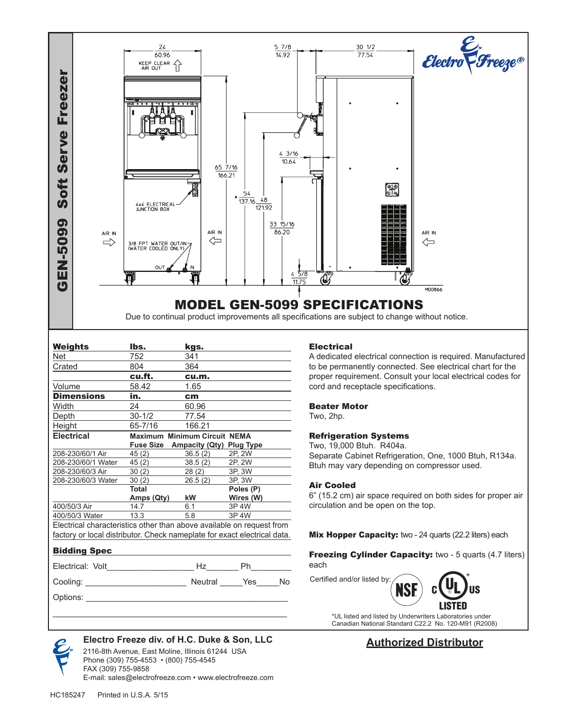GEN-5099 Soft Serve Freezer

24
60.96
KEEP CLEAR
AIR OUT

5 7/8
14.92

30 1/2
77.54

Electro Freeze®

65 7/16
166.21

4 3/16
10.64

54
137.16

48
121.92

33 15/16
86.20

4x4 ELECTRICAL JUNCTION BOX

AIR IN

AIR IN

AIR IN

3/8 FPT WATER OUT/IN (WATER COOLED ONLY)

OUT

IN

4 5/8
11.75

M00866

# MODEL GEN-5099 SPECIFICATIONS

Due to continual product improvements all specifications are subject to change without notice.

| **Weights** | **lbs.** | **kgs.** | |
|---|---|---|---|
| Net | 752 | 341 | |
| Crated | 804 | 364 | |
| | **cu.ft.** | **cu.m.** | |
| Volume | 58.42 | 1.65 | |
| **Dimensions** | **in.** | **cm** | |
| Width | 24 | 60.96 | |
| Depth | 30-1/2 | 77.54 | |
| Height | 65-7/16 | 166.21 | |
| **Electrical** | **Maximum Fuse Size** | **Minimum Circuit Ampacity (Qty)** | **NEMA Plug Type** |
| 208-230/60/1 Air | 45 (2) | 36.5 (2) | 2P, 2W |
| 208-230/60/1 Water | 45 (2) | 38.5 (2) | 2P, 2W |
| 208-230/60/3 Air | 30 (2) | 28 (2) | 3P, 3W |
| 208-230/60/3 Water | 30 (2) | 26.5 (2) | 3P, 3W |
| | **Total Amps (Qty)** | **kW** | **Poles (P) Wires (W)** |
| 400/50/3 Air | 14.7 | 6.1 | 3P 4W |
| 400/50/3 Water | 13.3 | 5.8 | 3P 4W |

Electrical characteristics other than above available on request from factory or local distributor. Check nameplate for exact electrical data.

**Bidding Spec**

Electrical: Volt__________________ Hz_______ Ph_________

Cooling: ______________________ Neutral _____Yes_____No

Options: _____________________________________________

_____________________________________________________

**Electrical**

A dedicated electrical connection is required. Manufactured to be permanently connected. See electrical chart for the proper requirement. Consult your local electrical codes for cord and receptacle specifications.

**Beater Motor**

Two, 2hp.

**Refrigeration Systems**

Two, 19,000 Btuh. R404a.
Separate Cabinet Refrigeration, One, 1000 Btuh, R134a.
Btuh may vary depending on compressor used.

**Air Cooled**

6" (15.2 cm) air space required on both sides for proper air circulation and be open on the top.

**Mix Hopper Capacity:** two - 24 quarts (22.2 liters) each

**Freezing Cylinder Capacity:** two - 5 quarts (4.7 liters) each

Certified and/or listed by: NSF c UL US LISTED*

*UL listed and listed by Underwriters Laboratories under Canadian National Standard C22.2 No. 120-M91 (R2008)

**Electro Freeze div. of H.C. Duke & Son, LLC**
2116-8th Avenue, East Moline, Illinois 61244 USA
Phone (309) 755-4553 • (800) 755-4545
FAX (309) 755-9858
E-mail: sales@electrofreeze.com • www.electrofreeze.com

**Authorized Distributor**

HC185247 Printed in U.S.A. 5/15